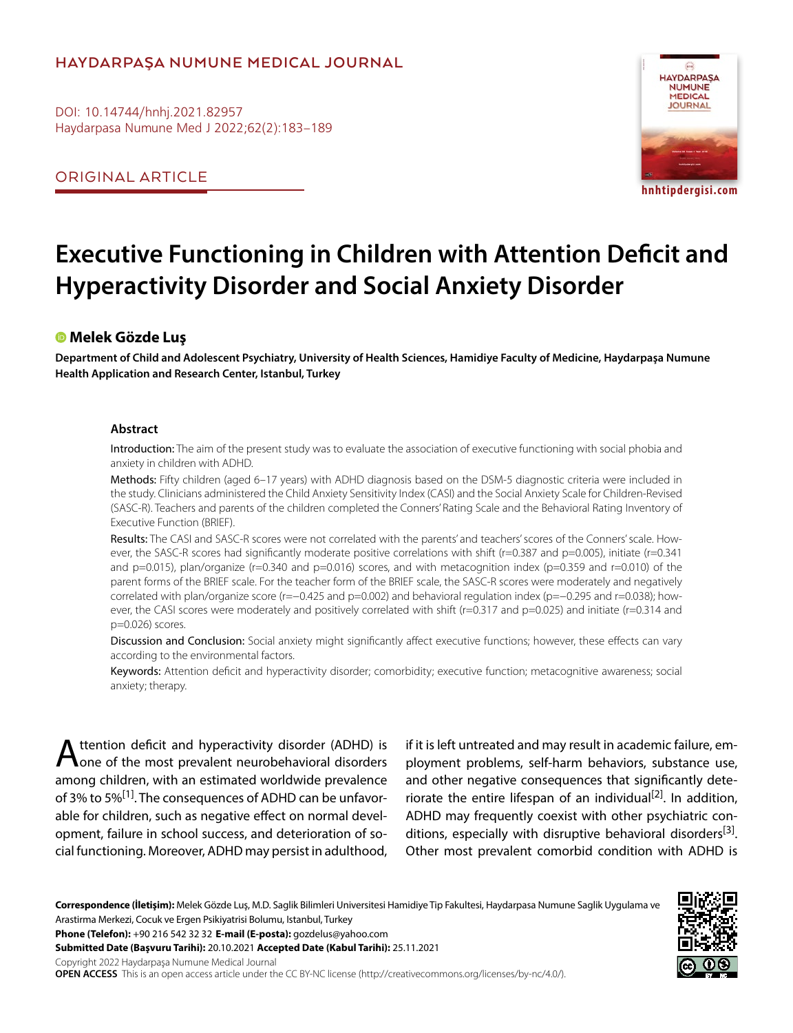HAYDARPAŞA NUMUNE MEDICAL JOURNAL

DOI: 10.14744/hnhj.2021.82957
Haydarpasa Numune Med J 2022;62(2):183–189

ORIGINAL ARTICLE

hnhtipdergisi.com

# Executive Functioning in Children with Attention Deficit and Hyperactivity Disorder and Social Anxiety Disorder

**Melek Gözde Luş**

**Department of Child and Adolescent Psychiatry, University of Health Sciences, Hamidiye Faculty of Medicine, Haydarpaşa Numune Health Application and Research Center, Istanbul, Turkey**

### Abstract

Introduction: The aim of the present study was to evaluate the association of executive functioning with social phobia and anxiety in children with ADHD.

Methods: Fifty children (aged 6–17 years) with ADHD diagnosis based on the DSM-5 diagnostic criteria were included in the study. Clinicians administered the Child Anxiety Sensitivity Index (CASI) and the Social Anxiety Scale for Children-Revised (SASC-R). Teachers and parents of the children completed the Conners' Rating Scale and the Behavioral Rating Inventory of Executive Function (BRIEF).

Results: The CASI and SASC-R scores were not correlated with the parents' and teachers' scores of the Conners' scale. However, the SASC-R scores had significantly moderate positive correlations with shift (r=0.387 and p=0.005), initiate (r=0.341 and p=0.015), plan/organize (r=0.340 and p=0.016) scores, and with metacognition index (p=0.359 and r=0.010) of the parent forms of the BRIEF scale. For the teacher form of the BRIEF scale, the SASC-R scores were moderately and negatively correlated with plan/organize score (r=−0.425 and p=0.002) and behavioral regulation index (p=−0.295 and r=0.038); however, the CASI scores were moderately and positively correlated with shift (r=0.317 and p=0.025) and initiate (r=0.314 and p=0.026) scores.

Discussion and Conclusion: Social anxiety might significantly affect executive functions; however, these effects can vary according to the environmental factors.

Keywords: Attention deficit and hyperactivity disorder; comorbidity; executive function; metacognitive awareness; social anxiety; therapy.

Attention deficit and hyperactivity disorder (ADHD) is one of the most prevalent neurobehavioral disorders among children, with an estimated worldwide prevalence of 3% to 5%[1]. The consequences of ADHD can be unfavorable for children, such as negative effect on normal development, failure in school success, and deterioration of social functioning. Moreover, ADHD may persist in adulthood, if it is left untreated and may result in academic failure, employment problems, self-harm behaviors, substance use, and other negative consequences that significantly deteriorate the entire lifespan of an individual[2]. In addition, ADHD may frequently coexist with other psychiatric conditions, especially with disruptive behavioral disorders[3]. Other most prevalent comorbid condition with ADHD is

**Correspondence (İletişim):** Melek Gözde Luş, M.D. Saglik Bilimleri Universitesi Hamidiye Tip Fakultesi, Haydarpasa Numune Saglik Uygulama ve Arastirma Merkezi, Cocuk ve Ergen Psikiyatrisi Bolumu, Istanbul, Turkey
**Phone (Telefon):** +90 216 542 32 32 **E-mail (E-posta):** gozdelus@yahoo.com
**Submitted Date (Başvuru Tarihi):** 20.10.2021 **Accepted Date (Kabul Tarihi):** 25.11.2021
Copyright 2022 Haydarpaşa Numune Medical Journal
**OPEN ACCESS** This is an open access article under the CC BY-NC license (http://creativecommons.org/licenses/by-nc/4.0/).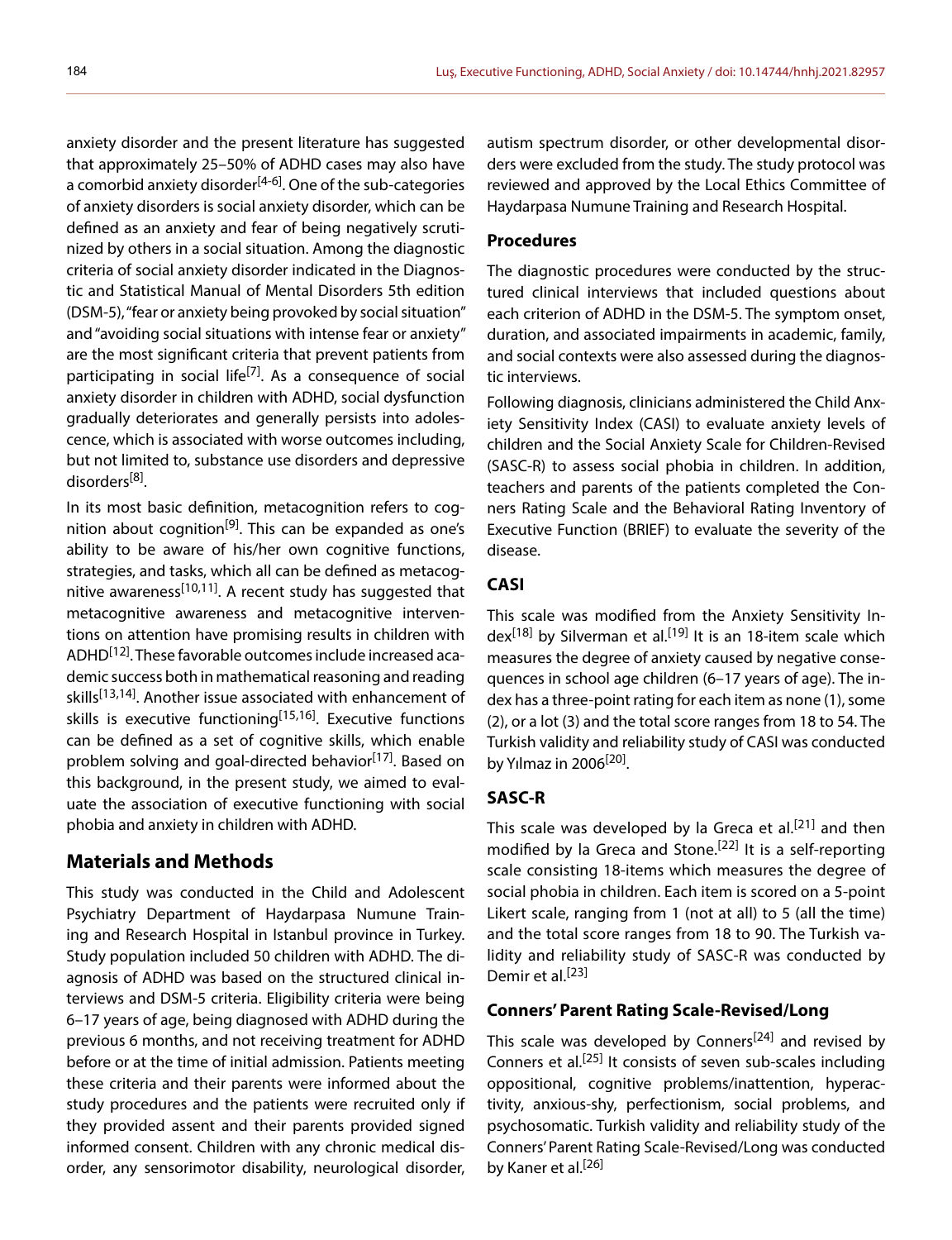anxiety disorder and the present literature has suggested that approximately 25–50% of ADHD cases may also have a comorbid anxiety disorder[4–6]. One of the sub-categories of anxiety disorders is social anxiety disorder, which can be defined as an anxiety and fear of being negatively scrutinized by others in a social situation. Among the diagnostic criteria of social anxiety disorder indicated in the Diagnostic and Statistical Manual of Mental Disorders 5th edition (DSM-5), "fear or anxiety being provoked by social situation" and "avoiding social situations with intense fear or anxiety" are the most significant criteria that prevent patients from participating in social life[7]. As a consequence of social anxiety disorder in children with ADHD, social dysfunction gradually deteriorates and generally persists into adolescence, which is associated with worse outcomes including, but not limited to, substance use disorders and depressive disorders[8].

In its most basic definition, metacognition refers to cognition about cognition[9]. This can be expanded as one's ability to be aware of his/her own cognitive functions, strategies, and tasks, which all can be defined as metacognitive awareness[10,11]. A recent study has suggested that metacognitive awareness and metacognitive interventions on attention have promising results in children with ADHD[12]. These favorable outcomes include increased academic success both in mathematical reasoning and reading skills[13,14]. Another issue associated with enhancement of skills is executive functioning[15,16]. Executive functions can be defined as a set of cognitive skills, which enable problem solving and goal-directed behavior[17]. Based on this background, in the present study, we aimed to evaluate the association of executive functioning with social phobia and anxiety in children with ADHD.

## Materials and Methods

This study was conducted in the Child and Adolescent Psychiatry Department of Haydarpasa Numune Training and Research Hospital in Istanbul province in Turkey. Study population included 50 children with ADHD. The diagnosis of ADHD was based on the structured clinical interviews and DSM-5 criteria. Eligibility criteria were being 6–17 years of age, being diagnosed with ADHD during the previous 6 months, and not receiving treatment for ADHD before or at the time of initial admission. Patients meeting these criteria and their parents were informed about the study procedures and the patients were recruited only if they provided assent and their parents provided signed informed consent. Children with any chronic medical disorder, any sensorimotor disability, neurological disorder, autism spectrum disorder, or other developmental disorders were excluded from the study. The study protocol was reviewed and approved by the Local Ethics Committee of Haydarpasa Numune Training and Research Hospital.

### Procedures

The diagnostic procedures were conducted by the structured clinical interviews that included questions about each criterion of ADHD in the DSM-5. The symptom onset, duration, and associated impairments in academic, family, and social contexts were also assessed during the diagnostic interviews.

Following diagnosis, clinicians administered the Child Anxiety Sensitivity Index (CASI) to evaluate anxiety levels of children and the Social Anxiety Scale for Children-Revised (SASC-R) to assess social phobia in children. In addition, teachers and parents of the patients completed the Conners Rating Scale and the Behavioral Rating Inventory of Executive Function (BRIEF) to evaluate the severity of the disease.

### CASI

This scale was modified from the Anxiety Sensitivity Index[18] by Silverman et al.[19] It is an 18-item scale which measures the degree of anxiety caused by negative consequences in school age children (6–17 years of age). The index has a three-point rating for each item as none (1), some (2), or a lot (3) and the total score ranges from 18 to 54. The Turkish validity and reliability study of CASI was conducted by Yılmaz in 2006[20].

### SASC-R

This scale was developed by la Greca et al.[21] and then modified by la Greca and Stone.[22] It is a self-reporting scale consisting 18-items which measures the degree of social phobia in children. Each item is scored on a 5-point Likert scale, ranging from 1 (not at all) to 5 (all the time) and the total score ranges from 18 to 90. The Turkish validity and reliability study of SASC-R was conducted by Demir et al.[23]

### Conners' Parent Rating Scale-Revised/Long

This scale was developed by Conners[24] and revised by Conners et al.[25] It consists of seven sub-scales including oppositional, cognitive problems/inattention, hyperactivity, anxious-shy, perfectionism, social problems, and psychosomatic. Turkish validity and reliability study of the Conners' Parent Rating Scale-Revised/Long was conducted by Kaner et al.[26]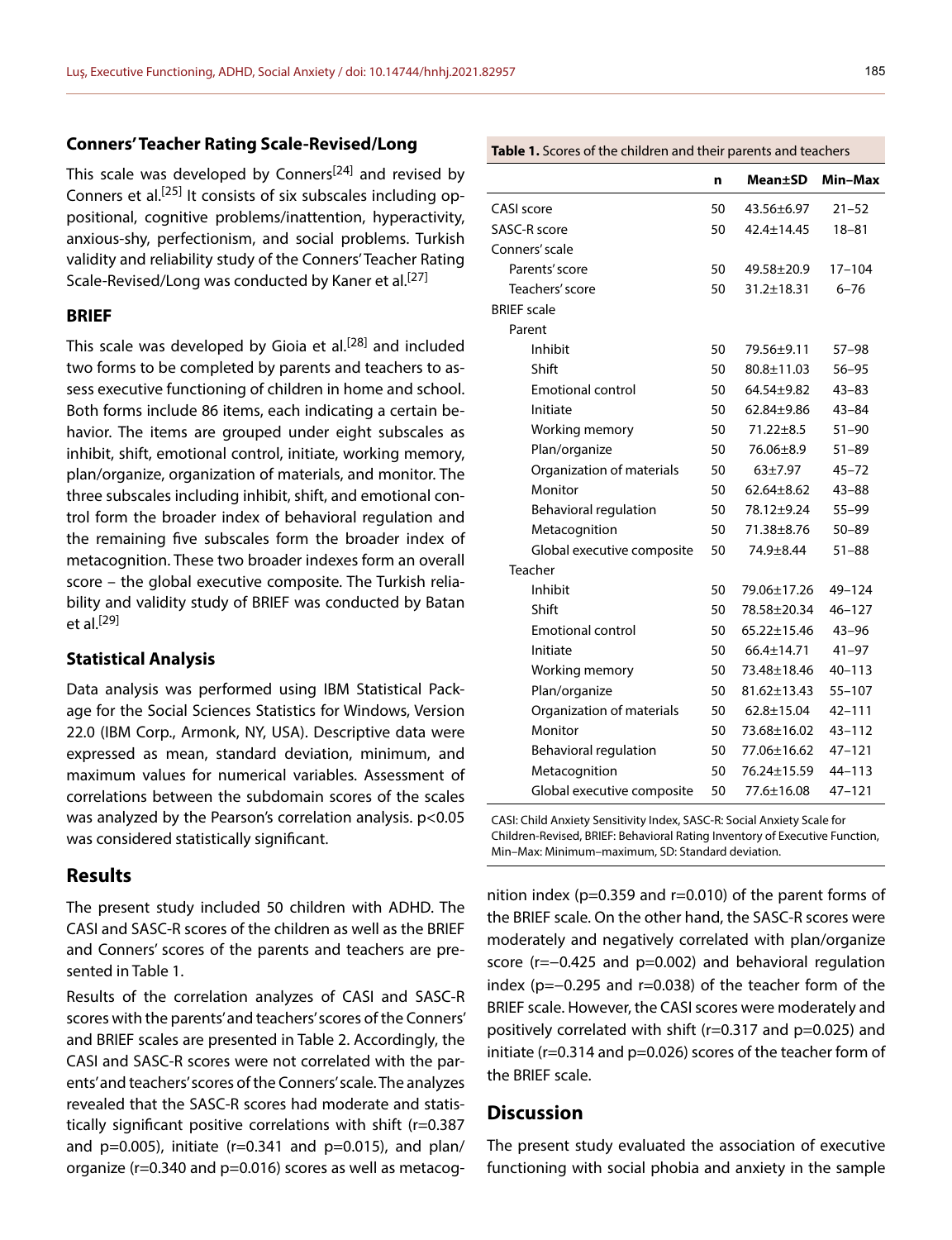### Conners' Teacher Rating Scale-Revised/Long

This scale was developed by Conners[24] and revised by Conners et al.[25] It consists of six subscales including oppositional, cognitive problems/inattention, hyperactivity, anxious-shy, perfectionism, and social problems. Turkish validity and reliability study of the Conners' Teacher Rating Scale-Revised/Long was conducted by Kaner et al.[27]

### BRIEF

This scale was developed by Gioia et al.[28] and included two forms to be completed by parents and teachers to assess executive functioning of children in home and school. Both forms include 86 items, each indicating a certain behavior. The items are grouped under eight subscales as inhibit, shift, emotional control, initiate, working memory, plan/organize, organization of materials, and monitor. The three subscales including inhibit, shift, and emotional control form the broader index of behavioral regulation and the remaining five subscales form the broader index of metacognition. These two broader indexes form an overall score – the global executive composite. The Turkish reliability and validity study of BRIEF was conducted by Batan et al.[29]

### Statistical Analysis

Data analysis was performed using IBM Statistical Package for the Social Sciences Statistics for Windows, Version 22.0 (IBM Corp., Armonk, NY, USA). Descriptive data were expressed as mean, standard deviation, minimum, and maximum values for numerical variables. Assessment of correlations between the subdomain scores of the scales was analyzed by the Pearson's correlation analysis. $p<0.05$ was considered statistically significant.

## Results

The present study included 50 children with ADHD. The CASI and SASC-R scores of the children as well as the BRIEF and Conners' scores of the parents and teachers are presented in Table 1.

Results of the correlation analyzes of CASI and SASC-R scores with the parents' and teachers' scores of the Conners' and BRIEF scales are presented in Table 2. Accordingly, the CASI and SASC-R scores were not correlated with the parents' and teachers' scores of the Conners' scale. The analyzes revealed that the SASC-R scores had moderate and statistically significant positive correlations with shift ($r=0.387$ and $p=0.005$), initiate ($r=0.341$ and $p=0.015$), and plan/organize ($r=0.340$ and $p=0.016$) scores as well as metacognition index ($p=0.359$ and $r=0.010$) of the parent forms of the BRIEF scale. On the other hand, the SASC-R scores were moderately and negatively correlated with plan/organize score ($r=-0.425$ and $p=0.002$) and behavioral regulation index ($p=-0.295$ and $r=0.038$) of the teacher form of the BRIEF scale. However, the CASI scores were moderately and positively correlated with shift ($r=0.317$ and $p=0.025$) and initiate ($r=0.314$ and $p=0.026$) scores of the teacher form of the BRIEF scale.

**Table 1.** Scores of the children and their parents and teachers

| | n | Mean±SD | Min–Max |
|---|---|---|---|
| CASI score | 50 | 43.56±6.97 | 21–52 |
| SASC-R score | 50 | 42.4±14.45 | 18–81 |
| Conners' scale | | | |
| Parents' score | 50 | 49.58±20.9 | 17–104 |
| Teachers' score | 50 | 31.2±18.31 | 6–76 |
| BRIEF scale | | | |
| Parent | | | |
| Inhibit | 50 | 79.56±9.11 | 57–98 |
| Shift | 50 | 80.8±11.03 | 56–95 |
| Emotional control | 50 | 64.54±9.82 | 43–83 |
| Initiate | 50 | 62.84±9.86 | 43–84 |
| Working memory | 50 | 71.22±8.5 | 51–90 |
| Plan/organize | 50 | 76.06±8.9 | 51–89 |
| Organization of materials | 50 | 63±7.97 | 45–72 |
| Monitor | 50 | 62.64±8.62 | 43–88 |
| Behavioral regulation | 50 | 78.12±9.24 | 55–99 |
| Metacognition | 50 | 71.38±8.76 | 50–89 |
| Global executive composite | 50 | 74.9±8.44 | 51–88 |
| Teacher | | | |
| Inhibit | 50 | 79.06±17.26 | 49–124 |
| Shift | 50 | 78.58±20.34 | 46–127 |
| Emotional control | 50 | 65.22±15.46 | 43–96 |
| Initiate | 50 | 66.4±14.71 | 41–97 |
| Working memory | 50 | 73.48±18.46 | 40–113 |
| Plan/organize | 50 | 81.62±13.43 | 55–107 |
| Organization of materials | 50 | 62.8±15.04 | 42–111 |
| Monitor | 50 | 73.68±16.02 | 43–112 |
| Behavioral regulation | 50 | 77.06±16.62 | 47–121 |
| Metacognition | 50 | 76.24±15.59 | 44–113 |
| Global executive composite | 50 | 77.6±16.08 | 47–121 |

CASI: Child Anxiety Sensitivity Index, SASC-R: Social Anxiety Scale for Children-Revised, BRIEF: Behavioral Rating Inventory of Executive Function, Min–Max: Minimum–maximum, SD: Standard deviation.

## Discussion

The present study evaluated the association of executive functioning with social phobia and anxiety in the sample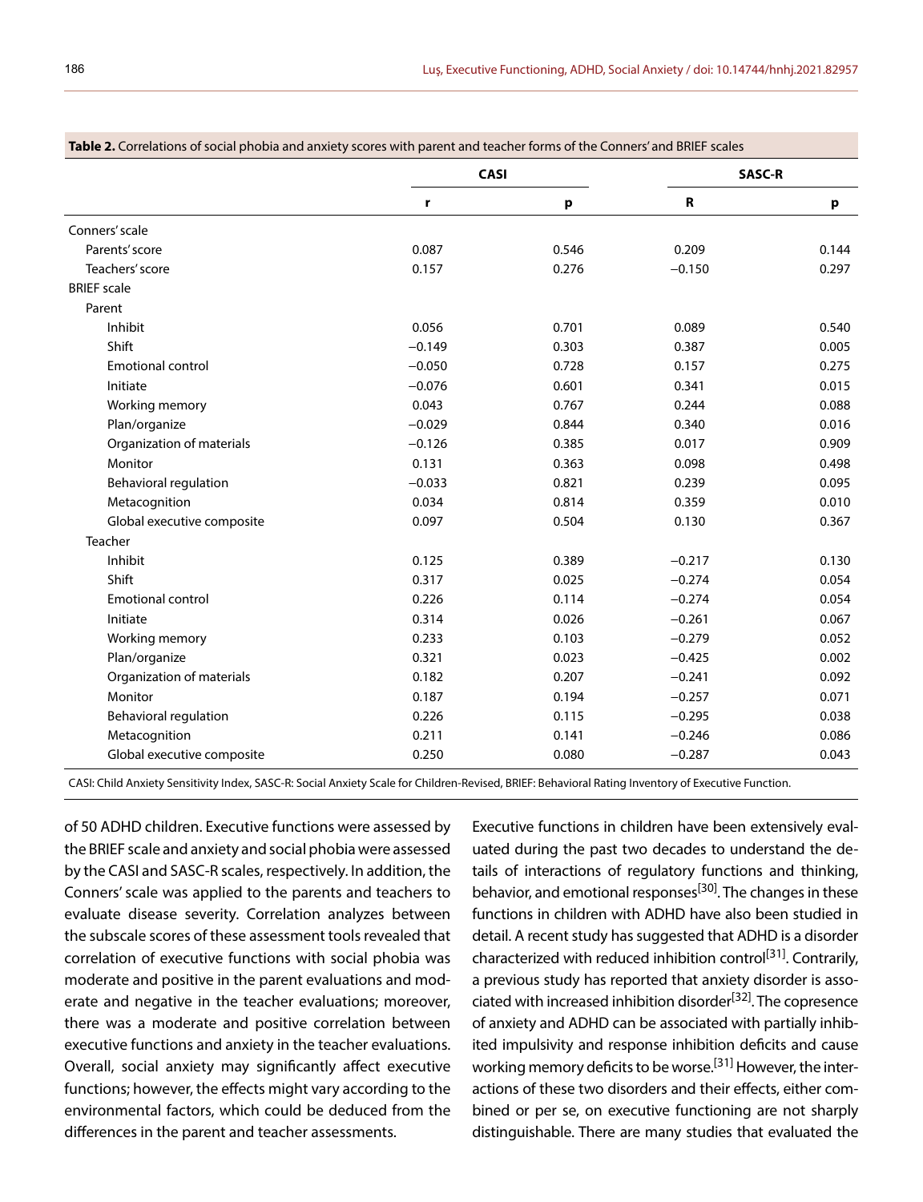**Table 2.** Correlations of social phobia and anxiety scores with parent and teacher forms of the Conners' and BRIEF scales

| | CASI | | SASC-R | |
|---|---|---|---|---|
| | r | p | R | p |
| Conners' scale | | | | |
| Parents' score | 0.087 | 0.546 | 0.209 | 0.144 |
| Teachers' score | 0.157 | 0.276 | −0.150 | 0.297 |
| BRIEF scale | | | | |
| Parent | | | | |
| Inhibit | 0.056 | 0.701 | 0.089 | 0.540 |
| Shift | −0.149 | 0.303 | 0.387 | 0.005 |
| Emotional control | −0.050 | 0.728 | 0.157 | 0.275 |
| Initiate | −0.076 | 0.601 | 0.341 | 0.015 |
| Working memory | 0.043 | 0.767 | 0.244 | 0.088 |
| Plan/organize | −0.029 | 0.844 | 0.340 | 0.016 |
| Organization of materials | −0.126 | 0.385 | 0.017 | 0.909 |
| Monitor | 0.131 | 0.363 | 0.098 | 0.498 |
| Behavioral regulation | −0.033 | 0.821 | 0.239 | 0.095 |
| Metacognition | 0.034 | 0.814 | 0.359 | 0.010 |
| Global executive composite | 0.097 | 0.504 | 0.130 | 0.367 |
| Teacher | | | | |
| Inhibit | 0.125 | 0.389 | −0.217 | 0.130 |
| Shift | 0.317 | 0.025 | −0.274 | 0.054 |
| Emotional control | 0.226 | 0.114 | −0.274 | 0.054 |
| Initiate | 0.314 | 0.026 | −0.261 | 0.067 |
| Working memory | 0.233 | 0.103 | −0.279 | 0.052 |
| Plan/organize | 0.321 | 0.023 | −0.425 | 0.002 |
| Organization of materials | 0.182 | 0.207 | −0.241 | 0.092 |
| Monitor | 0.187 | 0.194 | −0.257 | 0.071 |
| Behavioral regulation | 0.226 | 0.115 | −0.295 | 0.038 |
| Metacognition | 0.211 | 0.141 | −0.246 | 0.086 |
| Global executive composite | 0.250 | 0.080 | −0.287 | 0.043 |

CASI: Child Anxiety Sensitivity Index, SASC-R: Social Anxiety Scale for Children-Revised, BRIEF: Behavioral Rating Inventory of Executive Function.

of 50 ADHD children. Executive functions were assessed by the BRIEF scale and anxiety and social phobia were assessed by the CASI and SASC-R scales, respectively. In addition, the Conners' scale was applied to the parents and teachers to evaluate disease severity. Correlation analyzes between the subscale scores of these assessment tools revealed that correlation of executive functions with social phobia was moderate and positive in the parent evaluations and moderate and negative in the teacher evaluations; moreover, there was a moderate and positive correlation between executive functions and anxiety in the teacher evaluations. Overall, social anxiety may significantly affect executive functions; however, the effects might vary according to the environmental factors, which could be deduced from the differences in the parent and teacher assessments.

Executive functions in children have been extensively evaluated during the past two decades to understand the details of interactions of regulatory functions and thinking, behavior, and emotional responses[30]. The changes in these functions in children with ADHD have also been studied in detail. A recent study has suggested that ADHD is a disorder characterized with reduced inhibition control[31]. Contrarily, a previous study has reported that anxiety disorder is associated with increased inhibition disorder[32]. The copresence of anxiety and ADHD can be associated with partially inhibited impulsivity and response inhibition deficits and cause working memory deficits to be worse.[31] However, the interactions of these two disorders and their effects, either combined or per se, on executive functioning are not sharply distinguishable. There are many studies that evaluated the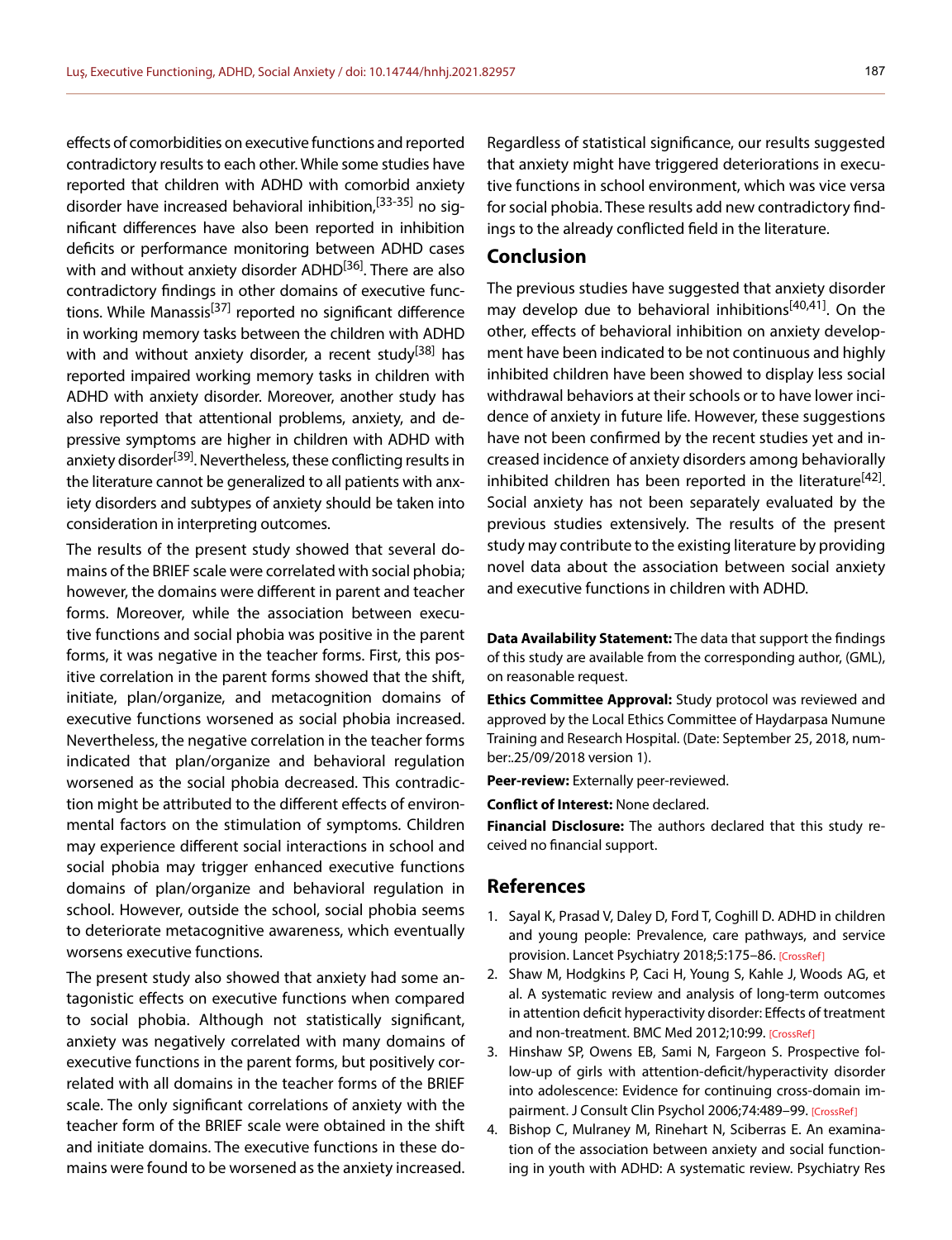effects of comorbidities on executive functions and reported contradictory results to each other. While some studies have reported that children with ADHD with comorbid anxiety disorder have increased behavioral inhibition,[33-35] no significant differences have also been reported in inhibition deficits or performance monitoring between ADHD cases with and without anxiety disorder ADHD[36]. There are also contradictory findings in other domains of executive functions. While Manassis[37] reported no significant difference in working memory tasks between the children with ADHD with and without anxiety disorder, a recent study[38] has reported impaired working memory tasks in children with ADHD with anxiety disorder. Moreover, another study has also reported that attentional problems, anxiety, and depressive symptoms are higher in children with ADHD with anxiety disorder[39]. Nevertheless, these conflicting results in the literature cannot be generalized to all patients with anxiety disorders and subtypes of anxiety should be taken into consideration in interpreting outcomes.

The results of the present study showed that several domains of the BRIEF scale were correlated with social phobia; however, the domains were different in parent and teacher forms. Moreover, while the association between executive functions and social phobia was positive in the parent forms, it was negative in the teacher forms. First, this positive correlation in the parent forms showed that the shift, initiate, plan/organize, and metacognition domains of executive functions worsened as social phobia increased. Nevertheless, the negative correlation in the teacher forms indicated that plan/organize and behavioral regulation worsened as the social phobia decreased. This contradiction might be attributed to the different effects of environmental factors on the stimulation of symptoms. Children may experience different social interactions in school and social phobia may trigger enhanced executive functions domains of plan/organize and behavioral regulation in school. However, outside the school, social phobia seems to deteriorate metacognitive awareness, which eventually worsens executive functions.

The present study also showed that anxiety had some antagonistic effects on executive functions when compared to social phobia. Although not statistically significant, anxiety was negatively correlated with many domains of executive functions in the parent forms, but positively correlated with all domains in the teacher forms of the BRIEF scale. The only significant correlations of anxiety with the teacher form of the BRIEF scale were obtained in the shift and initiate domains. The executive functions in these domains were found to be worsened as the anxiety increased. Regardless of statistical significance, our results suggested that anxiety might have triggered deteriorations in executive functions in school environment, which was vice versa for social phobia. These results add new contradictory findings to the already conflicted field in the literature.

## Conclusion

The previous studies have suggested that anxiety disorder may develop due to behavioral inhibitions[40,41]. On the other, effects of behavioral inhibition on anxiety development have been indicated to be not continuous and highly inhibited children have been showed to display less social withdrawal behaviors at their schools or to have lower incidence of anxiety in future life. However, these suggestions have not been confirmed by the recent studies yet and increased incidence of anxiety disorders among behaviorally inhibited children has been reported in the literature[42]. Social anxiety has not been separately evaluated by the previous studies extensively. The results of the present study may contribute to the existing literature by providing novel data about the association between social anxiety and executive functions in children with ADHD.

**Data Availability Statement:** The data that support the findings of this study are available from the corresponding author, (GML), on reasonable request.

**Ethics Committee Approval:** Study protocol was reviewed and approved by the Local Ethics Committee of Haydarpasa Numune Training and Research Hospital. (Date: September 25, 2018, number:.25/09/2018 version 1).

**Peer-review:** Externally peer-reviewed.

**Conflict of Interest:** None declared.

**Financial Disclosure:** The authors declared that this study received no financial support.

## References

1. Sayal K, Prasad V, Daley D, Ford T, Coghill D. ADHD in children and young people: Prevalence, care pathways, and service provision. Lancet Psychiatry 2018;5:175–86. [CrossRef]
2. Shaw M, Hodgkins P, Caci H, Young S, Kahle J, Woods AG, et al. A systematic review and analysis of long-term outcomes in attention deficit hyperactivity disorder: Effects of treatment and non-treatment. BMC Med 2012;10:99. [CrossRef]
3. Hinshaw SP, Owens EB, Sami N, Fargeon S. Prospective follow-up of girls with attention-deficit/hyperactivity disorder into adolescence: Evidence for continuing cross-domain impairment. J Consult Clin Psychol 2006;74:489–99. [CrossRef]
4. Bishop C, Mulraney M, Rinehart N, Sciberras E. An examination of the association between anxiety and social functioning in youth with ADHD: A systematic review. Psychiatry Res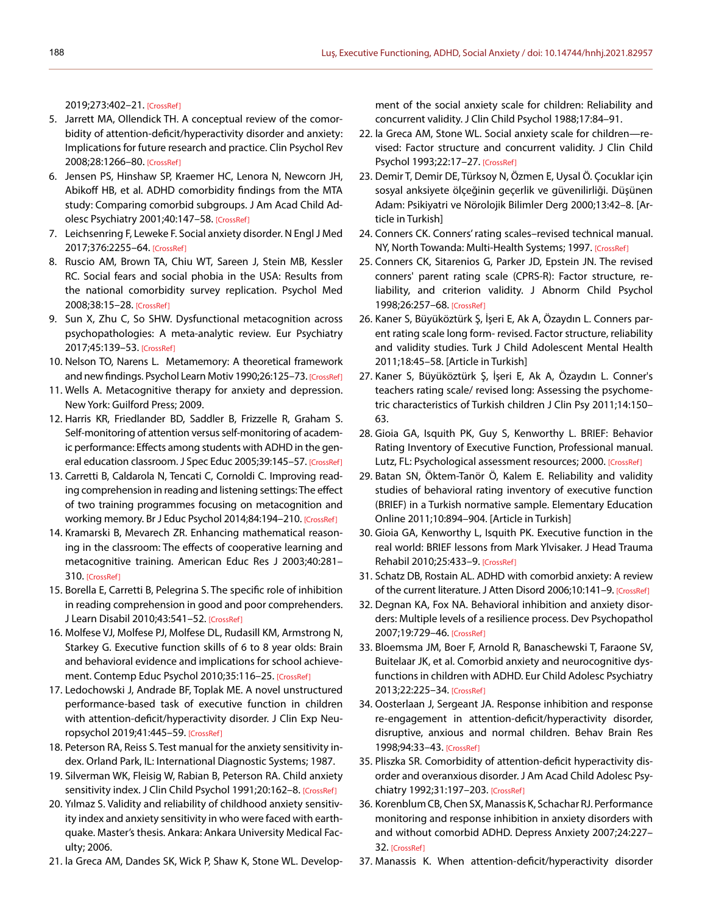2019;273:402–21. [CrossRef]

5. Jarrett MA, Ollendick TH. A conceptual review of the comorbidity of attention-deficit/hyperactivity disorder and anxiety: Implications for future research and practice. Clin Psychol Rev 2008;28:1266–80. [CrossRef]
6. Jensen PS, Hinshaw SP, Kraemer HC, Lenora N, Newcorn JH, Abikoff HB, et al. ADHD comorbidity findings from the MTA study: Comparing comorbid subgroups. J Am Acad Child Adolesc Psychiatry 2001;40:147–58. [CrossRef]
7. Leichsenring F, Leweke F. Social anxiety disorder. N Engl J Med 2017;376:2255–64. [CrossRef]
8. Ruscio AM, Brown TA, Chiu WT, Sareen J, Stein MB, Kessler RC. Social fears and social phobia in the USA: Results from the national comorbidity survey replication. Psychol Med 2008;38:15–28. [CrossRef]
9. Sun X, Zhu C, So SHW. Dysfunctional metacognition across psychopathologies: A meta-analytic review. Eur Psychiatry 2017;45:139–53. [CrossRef]
10. Nelson TO, Narens L. Metamemory: A theoretical framework and new findings. Psychol Learn Motiv 1990;26:125–73. [CrossRef]
11. Wells A. Metacognitive therapy for anxiety and depression. New York: Guilford Press; 2009.
12. Harris KR, Friedlander BD, Saddler B, Frizzelle R, Graham S. Self-monitoring of attention versus self-monitoring of academic performance: Effects among students with ADHD in the general education classroom. J Spec Educ 2005;39:145–57. [CrossRef]
13. Carretti B, Caldarola N, Tencati C, Cornoldi C. Improving reading comprehension in reading and listening settings: The effect of two training programmes focusing on metacognition and working memory. Br J Educ Psychol 2014;84:194–210. [CrossRef]
14. Kramarski B, Mevarech ZR. Enhancing mathematical reasoning in the classroom: The effects of cooperative learning and metacognitive training. American Educ Res J 2003;40:281–310. [CrossRef]
15. Borella E, Carretti B, Pelegrina S. The specific role of inhibition in reading comprehension in good and poor comprehenders. J Learn Disabil 2010;43:541–52. [CrossRef]
16. Molfese VJ, Molfese PJ, Molfese DL, Rudasill KM, Armstrong N, Starkey G. Executive function skills of 6 to 8 year olds: Brain and behavioral evidence and implications for school achievement. Contemp Educ Psychol 2010;35:116–25. [CrossRef]
17. Ledochowski J, Andrade BF, Toplak ME. A novel unstructured performance-based task of executive function in children with attention-deficit/hyperactivity disorder. J Clin Exp Neuropsychol 2019;41:445–59. [CrossRef]
18. Peterson RA, Reiss S. Test manual for the anxiety sensitivity index. Orland Park, IL: International Diagnostic Systems; 1987.
19. Silverman WK, Fleisig W, Rabian B, Peterson RA. Child anxiety sensitivity index. J Clin Child Psychol 1991;20:162–8. [CrossRef]
20. Yılmaz S. Validity and reliability of childhood anxiety sensitivity index and anxiety sensitivity in who were faced with earthquake. Master's thesis. Ankara: Ankara University Medical Faculty; 2006.
21. la Greca AM, Dandes SK, Wick P, Shaw K, Stone WL. Development of the social anxiety scale for children: Reliability and concurrent validity. J Clin Child Psychol 1988;17:84–91.
22. la Greca AM, Stone WL. Social anxiety scale for children—revised: Factor structure and concurrent validity. J Clin Child Psychol 1993;22:17–27. [CrossRef]
23. Demir T, Demir DE, Türksoy N, Özmen E, Uysal Ö. Çocuklar için sosyal anksiyete ölçeğinin geçerlik ve güvenilirliği. Düşünen Adam: Psikiyatri ve Nörolojik Bilimler Derg 2000;13:42–8. [Article in Turkish]
24. Conners CK. Conners' rating scales–revised technical manual. NY, North Towanda: Multi-Health Systems; 1997. [CrossRef]
25. Conners CK, Sitarenios G, Parker JD, Epstein JN. The revised conners' parent rating scale (CPRS-R): Factor structure, reliability, and criterion validity. J Abnorm Child Psychol 1998;26:257–68. [CrossRef]
26. Kaner S, Büyüköztürk Ş, İşeri E, Ak A, Özaydın L. Conners parent rating scale long form- revised. Factor structure, reliability and validity studies. Turk J Child Adolescent Mental Health 2011;18:45–58. [Article in Turkish]
27. Kaner S, Büyüköztürk Ş, İşeri E, Ak A, Özaydın L. Conner's teachers rating scale/ revised long: Assessing the psychometric characteristics of Turkish children J Clin Psy 2011;14:150–63.
28. Gioia GA, Isquith PK, Guy S, Kenworthy L. BRIEF: Behavior Rating Inventory of Executive Function, Professional manual. Lutz, FL: Psychological assessment resources; 2000. [CrossRef]
29. Batan SN, Öktem-Tanör Ö, Kalem E. Reliability and validity studies of behavioral rating inventory of executive function (BRIEF) in a Turkish normative sample. Elementary Education Online 2011;10:894–904. [Article in Turkish]
30. Gioia GA, Kenworthy L, Isquith PK. Executive function in the real world: BRIEF lessons from Mark Ylvisaker. J Head Trauma Rehabil 2010;25:433–9. [CrossRef]
31. Schatz DB, Rostain AL. ADHD with comorbid anxiety: A review of the current literature. J Atten Disord 2006;10:141–9. [CrossRef]
32. Degnan KA, Fox NA. Behavioral inhibition and anxiety disorders: Multiple levels of a resilience process. Dev Psychopathol 2007;19:729–46. [CrossRef]
33. Bloemsma JM, Boer F, Arnold R, Banaschewski T, Faraone SV, Buitelaar JK, et al. Comorbid anxiety and neurocognitive dysfunctions in children with ADHD. Eur Child Adolesc Psychiatry 2013;22:225–34. [CrossRef]
34. Oosterlaan J, Sergeant JA. Response inhibition and response re-engagement in attention-deficit/hyperactivity disorder, disruptive, anxious and normal children. Behav Brain Res 1998;94:33–43. [CrossRef]
35. Pliszka SR. Comorbidity of attention-deficit hyperactivity disorder and overanxious disorder. J Am Acad Child Adolesc Psychiatry 1992;31:197–203. [CrossRef]
36. Korenblum CB, Chen SX, Manassis K, Schachar RJ. Performance monitoring and response inhibition in anxiety disorders with and without comorbid ADHD. Depress Anxiety 2007;24:227–32. [CrossRef]
37. Manassis K. When attention-deficit/hyperactivity disorder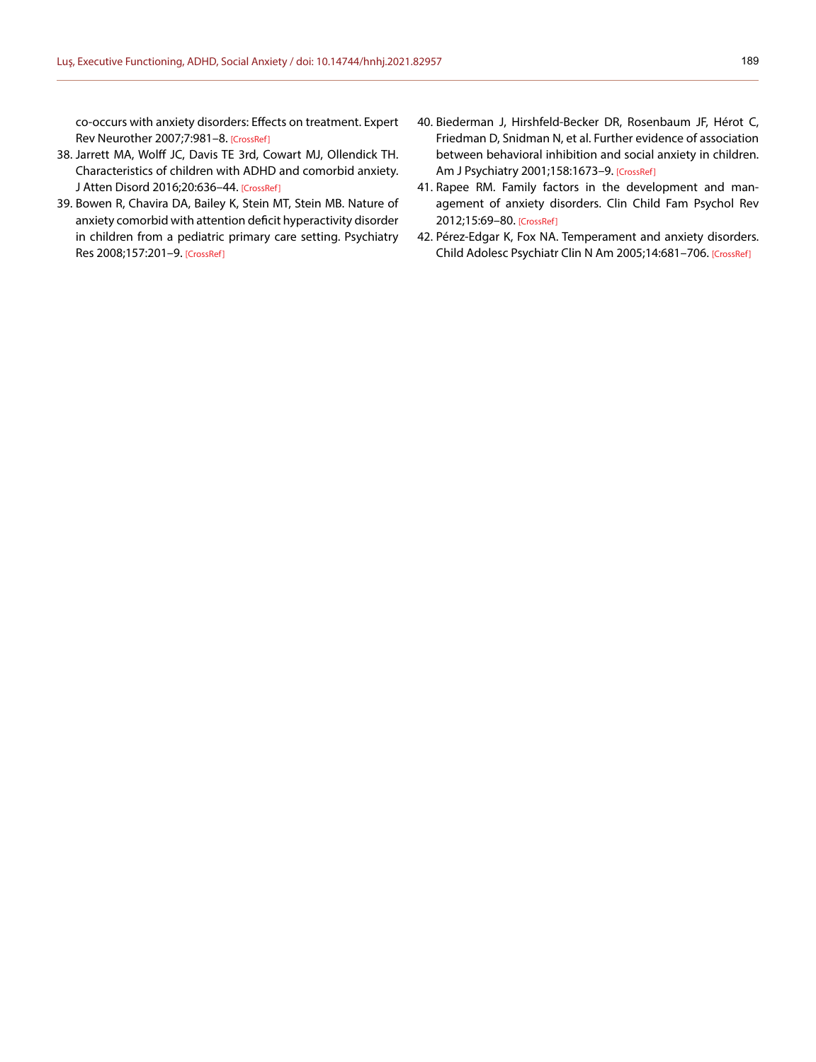co-occurs with anxiety disorders: Effects on treatment. Expert Rev Neurother 2007;7:981–8. [CrossRef]

38. Jarrett MA, Wolff JC, Davis TE 3rd, Cowart MJ, Ollendick TH. Characteristics of children with ADHD and comorbid anxiety. J Atten Disord 2016;20:636–44. [CrossRef]
39. Bowen R, Chavira DA, Bailey K, Stein MT, Stein MB. Nature of anxiety comorbid with attention deficit hyperactivity disorder in children from a pediatric primary care setting. Psychiatry Res 2008;157:201–9. [CrossRef]
40. Biederman J, Hirshfeld-Becker DR, Rosenbaum JF, Hérot C, Friedman D, Snidman N, et al. Further evidence of association between behavioral inhibition and social anxiety in children. Am J Psychiatry 2001;158:1673–9. [CrossRef]
41. Rapee RM. Family factors in the development and management of anxiety disorders. Clin Child Fam Psychol Rev 2012;15:69–80. [CrossRef]
42. Pérez-Edgar K, Fox NA. Temperament and anxiety disorders. Child Adolesc Psychiatr Clin N Am 2005;14:681–706. [CrossRef]